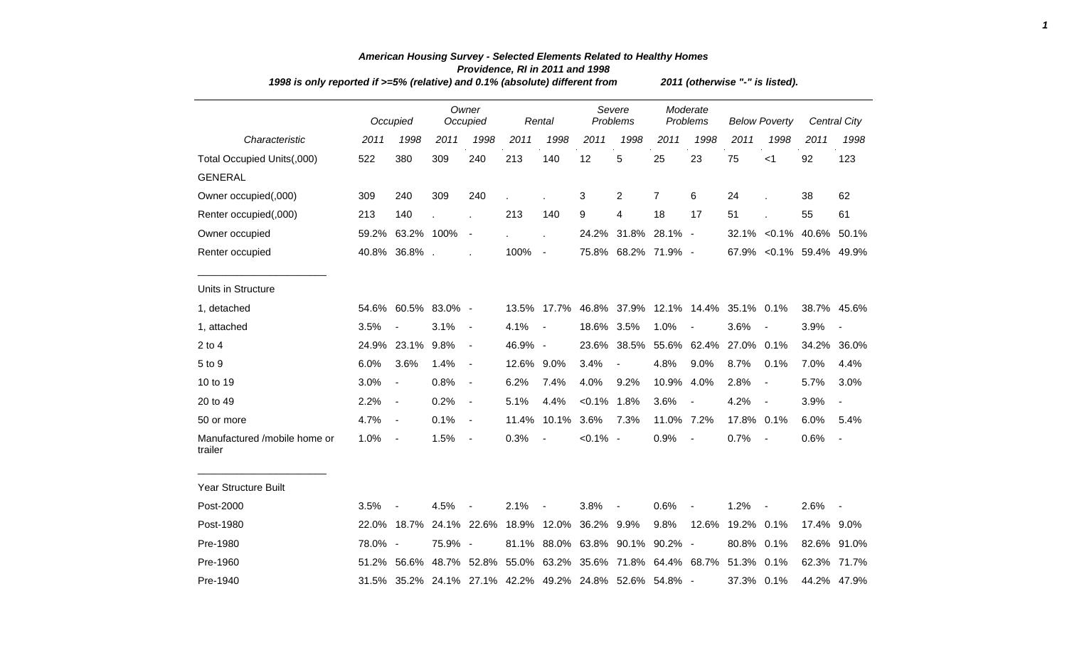# American Housing Survey - Selected Elements Related to Healthy Homes

## Providence, RI in 2011 and 1998

*1998 is only reported if >=5% (relative) and 0.1% (absolute) different from 2011 (otherwise "-" is listed).*

| | Occupied | | Owner Occupied | | Rental | | Severe Problems | | Moderate Problems | | Below Poverty | | Central City | |
|---|---|---|---|---|---|---|---|---|---|---|---|---|---|---|
| *Characteristic* | *2011* | *1998* | *2011* | *1998* | *2011* | *1998* | *2011* | *1998* | *2011* | *1998* | *2011* | *1998* | *2011* | *1998* |
| Total Occupied Units(,000) | 522 | 380 | 309 | 240 | 213 | 140 | 12 | 5 | 25 | 23 | 75 | <1 | 92 | 123 |
| GENERAL | | | | | | | | | | | | | | |
| Owner occupied(,000) | 309 | 240 | 309 | 240 | . | . | 3 | 2 | 7 | 6 | 24 | . | 38 | 62 |
| Renter occupied(,000) | 213 | 140 | . | . | 213 | 140 | 9 | 4 | 18 | 17 | 51 | . | 55 | 61 |
| Owner occupied | 59.2% | 63.2% | 100% | - | . | . | 24.2% | 31.8% | 28.1% | - | 32.1% | <0.1% | 40.6% | 50.1% |
| Renter occupied | 40.8% | 36.8% | . | . | 100% | - | 75.8% | 68.2% | 71.9% | - | 67.9% | <0.1% | 59.4% | 49.9% |
| Units in Structure | | | | | | | | | | | | | | |
| 1, detached | 54.6% | 60.5% | 83.0% | - | 13.5% | 17.7% | 46.8% | 37.9% | 12.1% | 14.4% | 35.1% | 0.1% | 38.7% | 45.6% |
| 1, attached | 3.5% | - | 3.1% | - | 4.1% | - | 18.6% | 3.5% | 1.0% | - | 3.6% | - | 3.9% | - |
| 2 to 4 | 24.9% | 23.1% | 9.8% | - | 46.9% | - | 23.6% | 38.5% | 55.6% | 62.4% | 27.0% | 0.1% | 34.2% | 36.0% |
| 5 to 9 | 6.0% | 3.6% | 1.4% | - | 12.6% | 9.0% | 3.4% | - | 4.8% | 9.0% | 8.7% | 0.1% | 7.0% | 4.4% |
| 10 to 19 | 3.0% | - | 0.8% | - | 6.2% | 7.4% | 4.0% | 9.2% | 10.9% | 4.0% | 2.8% | - | 5.7% | 3.0% |
| 20 to 49 | 2.2% | - | 0.2% | - | 5.1% | 4.4% | <0.1% | 1.8% | 3.6% | - | 4.2% | - | 3.9% | - |
| 50 or more | 4.7% | - | 0.1% | - | 11.4% | 10.1% | 3.6% | 7.3% | 11.0% | 7.2% | 17.8% | 0.1% | 6.0% | 5.4% |
| Manufactured /mobile home or trailer | 1.0% | - | 1.5% | - | 0.3% | - | <0.1% | - | 0.9% | - | 0.7% | - | 0.6% | - |
| Year Structure Built | | | | | | | | | | | | | | |
| Post-2000 | 3.5% | - | 4.5% | - | 2.1% | - | 3.8% | - | 0.6% | - | 1.2% | - | 2.6% | - |
| Post-1980 | 22.0% | 18.7% | 24.1% | 22.6% | 18.9% | 12.0% | 36.2% | 9.9% | 9.8% | 12.6% | 19.2% | 0.1% | 17.4% | 9.0% |
| Pre-1980 | 78.0% | - | 75.9% | - | 81.1% | 88.0% | 63.8% | 90.1% | 90.2% | - | 80.8% | 0.1% | 82.6% | 91.0% |
| Pre-1960 | 51.2% | 56.6% | 48.7% | 52.8% | 55.0% | 63.2% | 35.6% | 71.8% | 64.4% | 68.7% | 51.3% | 0.1% | 62.3% | 71.7% |
| Pre-1940 | 31.5% | 35.2% | 24.1% | 27.1% | 42.2% | 49.2% | 24.8% | 52.6% | 54.8% | - | 37.3% | 0.1% | 44.2% | 47.9% |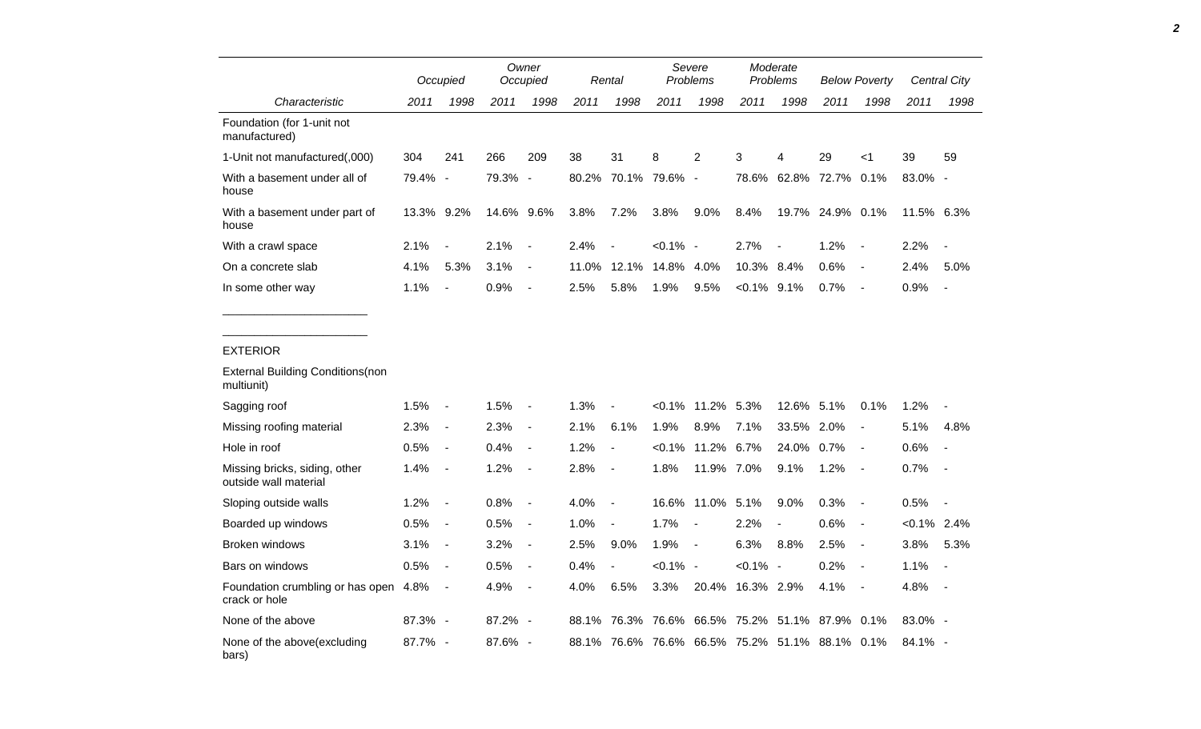| Characteristic | Occupied | | Owner Occupied | | Rental | | Severe Problems | | Moderate Problems | | Below Poverty | | Central City | |
|---|---|---|---|---|---|---|---|---|---|---|---|---|---|---|
| | 2011 | 1998 | 2011 | 1998 | 2011 | 1998 | 2011 | 1998 | 2011 | 1998 | 2011 | 1998 | 2011 | 1998 |
| Foundation (for 1-unit not manufactured) | | | | | | | | | | | | | | |
| 1-Unit not manufactured(,000) | 304 | 241 | 266 | 209 | 38 | 31 | 8 | 2 | 3 | 4 | 29 | <1 | 39 | 59 |
| With a basement under all of house | 79.4% | - | 79.3% | - | 80.2% | 70.1% | 79.6% | - | 78.6% | 62.8% | 72.7% | 0.1% | 83.0% | - |
| With a basement under part of house | 13.3% | 9.2% | 14.6% | 9.6% | 3.8% | 7.2% | 3.8% | 9.0% | 8.4% | 19.7% | 24.9% | 0.1% | 11.5% | 6.3% |
| With a crawl space | 2.1% | - | 2.1% | - | 2.4% | - | <0.1% | - | 2.7% | - | 1.2% | - | 2.2% | - |
| On a concrete slab | 4.1% | 5.3% | 3.1% | - | 11.0% | 12.1% | 14.8% | 4.0% | 10.3% | 8.4% | 0.6% | - | 2.4% | 5.0% |
| In some other way | 1.1% | - | 0.9% | - | 2.5% | 5.8% | 1.9% | 9.5% | <0.1% | 9.1% | 0.7% | - | 0.9% | - |
| EXTERIOR | | | | | | | | | | | | | | |
| External Building Conditions(non multiunit) | | | | | | | | | | | | | | |
| Sagging roof | 1.5% | - | 1.5% | - | 1.3% | - | <0.1% | 11.2% | 5.3% | 12.6% | 5.1% | 0.1% | 1.2% | - |
| Missing roofing material | 2.3% | - | 2.3% | - | 2.1% | 6.1% | 1.9% | 8.9% | 7.1% | 33.5% | 2.0% | - | 5.1% | 4.8% |
| Hole in roof | 0.5% | - | 0.4% | - | 1.2% | - | <0.1% | 11.2% | 6.7% | 24.0% | 0.7% | - | 0.6% | - |
| Missing bricks, siding, other outside wall material | 1.4% | - | 1.2% | - | 2.8% | - | 1.8% | 11.9% | 7.0% | 9.1% | 1.2% | - | 0.7% | - |
| Sloping outside walls | 1.2% | - | 0.8% | - | 4.0% | - | 16.6% | 11.0% | 5.1% | 9.0% | 0.3% | - | 0.5% | - |
| Boarded up windows | 0.5% | - | 0.5% | - | 1.0% | - | 1.7% | - | 2.2% | - | 0.6% | - | <0.1% | 2.4% |
| Broken windows | 3.1% | - | 3.2% | - | 2.5% | 9.0% | 1.9% | - | 6.3% | 8.8% | 2.5% | - | 3.8% | 5.3% |
| Bars on windows | 0.5% | - | 0.5% | - | 0.4% | - | <0.1% | - | <0.1% | - | 0.2% | - | 1.1% | - |
| Foundation crumbling or has open crack or hole | 4.8% | - | 4.9% | - | 4.0% | 6.5% | 3.3% | 20.4% | 16.3% | 2.9% | 4.1% | - | 4.8% | - |
| None of the above | 87.3% | - | 87.2% | - | 88.1% | 76.3% | 76.6% | 66.5% | 75.2% | 51.1% | 87.9% | 0.1% | 83.0% | - |
| None of the above(excluding bars) | 87.7% | - | 87.6% | - | 88.1% | 76.6% | 76.6% | 66.5% | 75.2% | 51.1% | 88.1% | 0.1% | 84.1% | - |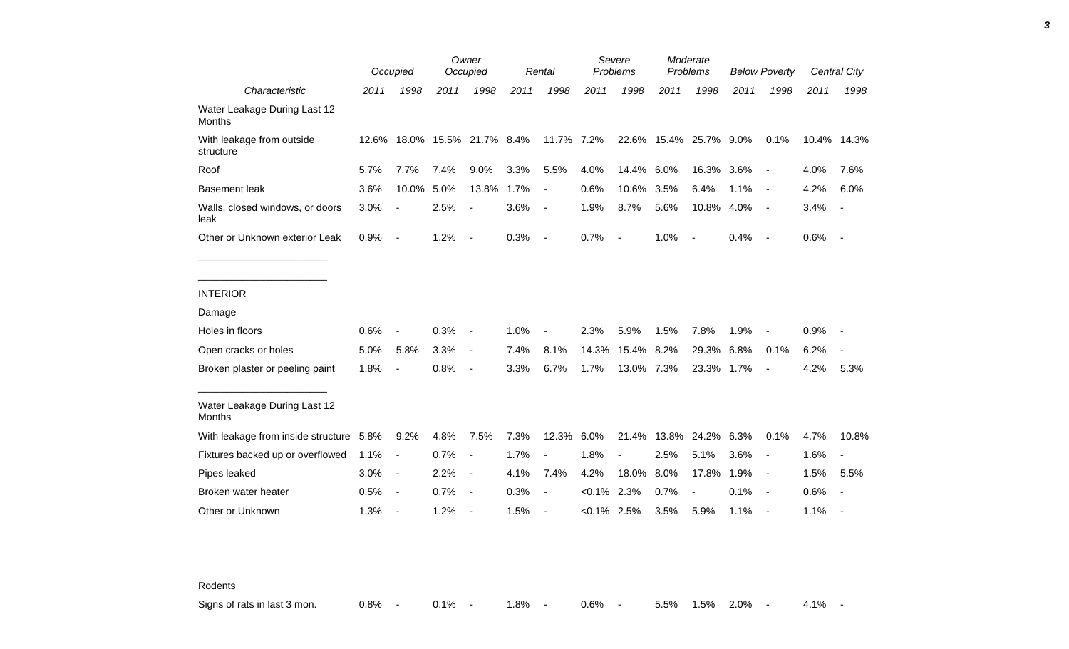| Characteristic | Occupied 2011 | Occupied 1998 | Owner Occupied 2011 | Owner Occupied 1998 | Rental 2011 | Rental 1998 | Severe Problems 2011 | Severe Problems 1998 | Moderate Problems 2011 | Moderate Problems 1998 | Below Poverty 2011 | Below Poverty 1998 | Central City 2011 | Central City 1998 |
|---|---|---|---|---|---|---|---|---|---|---|---|---|---|---|
| Water Leakage During Last 12 Months | | | | | | | | | | | | | | |
| With leakage from outside structure | 12.6% | 18.0% | 15.5% | 21.7% | 8.4% | 11.7% | 7.2% | 22.6% | 15.4% | 25.7% | 9.0% | 0.1% | 10.4% | 14.3% |
| Roof | 5.7% | 7.7% | 7.4% | 9.0% | 3.3% | 5.5% | 4.0% | 14.4% | 6.0% | 16.3% | 3.6% | - | 4.0% | 7.6% |
| Basement leak | 3.6% | 10.0% | 5.0% | 13.8% | 1.7% | - | 0.6% | 10.6% | 3.5% | 6.4% | 1.1% | - | 4.2% | 6.0% |
| Walls, closed windows, or doors leak | 3.0% | - | 2.5% | - | 3.6% | - | 1.9% | 8.7% | 5.6% | 10.8% | 4.0% | - | 3.4% | - |
| Other or Unknown exterior Leak | 0.9% | - | 1.2% | - | 0.3% | - | 0.7% | - | 1.0% | - | 0.4% | - | 0.6% | - |
| INTERIOR | | | | | | | | | | | | | | |
| Damage | | | | | | | | | | | | | | |
| Holes in floors | 0.6% | - | 0.3% | - | 1.0% | - | 2.3% | 5.9% | 1.5% | 7.8% | 1.9% | - | 0.9% | - |
| Open cracks or holes | 5.0% | 5.8% | 3.3% | - | 7.4% | 8.1% | 14.3% | 15.4% | 8.2% | 29.3% | 6.8% | 0.1% | 6.2% | - |
| Broken plaster or peeling paint | 1.8% | - | 0.8% | - | 3.3% | 6.7% | 1.7% | 13.0% | 7.3% | 23.3% | 1.7% | - | 4.2% | 5.3% |
| Water Leakage During Last 12 Months | | | | | | | | | | | | | | |
| With leakage from inside structure | 5.8% | 9.2% | 4.8% | 7.5% | 7.3% | 12.3% | 6.0% | 21.4% | 13.8% | 24.2% | 6.3% | 0.1% | 4.7% | 10.8% |
| Fixtures backed up or overflowed | 1.1% | - | 0.7% | - | 1.7% | - | 1.8% | - | 2.5% | 5.1% | 3.6% | - | 1.6% | - |
| Pipes leaked | 3.0% | - | 2.2% | - | 4.1% | 7.4% | 4.2% | 18.0% | 8.0% | 17.8% | 1.9% | - | 1.5% | 5.5% |
| Broken water heater | 0.5% | - | 0.7% | - | 0.3% | - | <0.1% | 2.3% | 0.7% | - | 0.1% | - | 0.6% | - |
| Other or Unknown | 1.3% | - | 1.2% | - | 1.5% | - | <0.1% | 2.5% | 3.5% | 5.9% | 1.1% | - | 1.1% | - |
| Rodents | | | | | | | | | | | | | | |
| Signs of rats in last 3 mon. | 0.8% | - | 0.1% | - | 1.8% | - | 0.6% | - | 5.5% | 1.5% | 2.0% | - | 4.1% | - |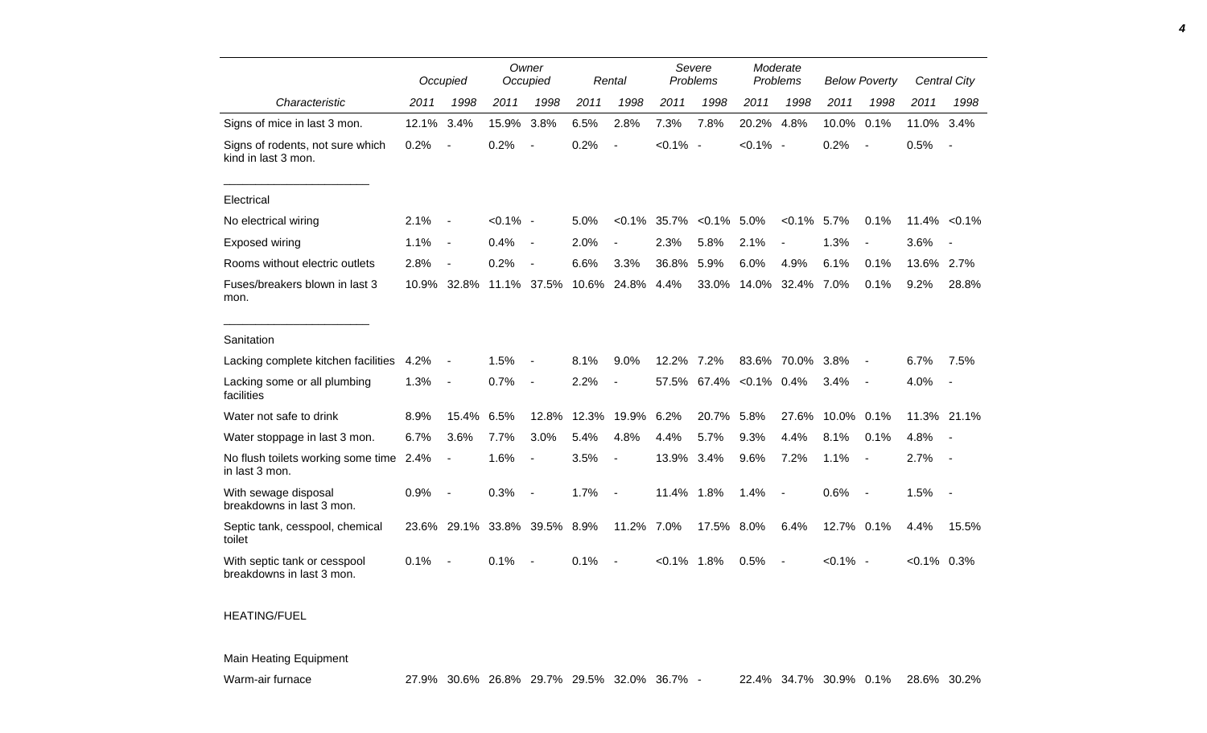| | Occupied | | Owner Occupied | | Rental | | Severe Problems | | Moderate Problems | | Below Poverty | | Central City | |
|---|---|---|---|---|---|---|---|---|---|---|---|---|---|---|
| Characteristic | 2011 | 1998 | 2011 | 1998 | 2011 | 1998 | 2011 | 1998 | 2011 | 1998 | 2011 | 1998 | 2011 | 1998 |
| Signs of mice in last 3 mon. | 12.1% | 3.4% | 15.9% | 3.8% | 6.5% | 2.8% | 7.3% | 7.8% | 20.2% | 4.8% | 10.0% | 0.1% | 11.0% | 3.4% |
| Signs of rodents, not sure which kind in last 3 mon. | 0.2% | - | 0.2% | - | 0.2% | - | <0.1% | - | <0.1% | - | 0.2% | - | 0.5% | - |
| Electrical | | | | | | | | | | | | | | |
| No electrical wiring | 2.1% | - | <0.1% | - | 5.0% | <0.1% | 35.7% | <0.1% | 5.0% | <0.1% | 5.7% | 0.1% | 11.4% | <0.1% |
| Exposed wiring | 1.1% | - | 0.4% | - | 2.0% | - | 2.3% | 5.8% | 2.1% | - | 1.3% | - | 3.6% | - |
| Rooms without electric outlets | 2.8% | - | 0.2% | - | 6.6% | 3.3% | 36.8% | 5.9% | 6.0% | 4.9% | 6.1% | 0.1% | 13.6% | 2.7% |
| Fuses/breakers blown in last 3 mon. | 10.9% | 32.8% | 11.1% | 37.5% | 10.6% | 24.8% | 4.4% | 33.0% | 14.0% | 32.4% | 7.0% | 0.1% | 9.2% | 28.8% |
| Sanitation | | | | | | | | | | | | | | |
| Lacking complete kitchen facilities | 4.2% | - | 1.5% | - | 8.1% | 9.0% | 12.2% | 7.2% | 83.6% | 70.0% | 3.8% | - | 6.7% | 7.5% |
| Lacking some or all plumbing facilities | 1.3% | - | 0.7% | - | 2.2% | - | 57.5% | 67.4% | <0.1% | 0.4% | 3.4% | - | 4.0% | - |
| Water not safe to drink | 8.9% | 15.4% | 6.5% | 12.8% | 12.3% | 19.9% | 6.2% | 20.7% | 5.8% | 27.6% | 10.0% | 0.1% | 11.3% | 21.1% |
| Water stoppage in last 3 mon. | 6.7% | 3.6% | 7.7% | 3.0% | 5.4% | 4.8% | 4.4% | 5.7% | 9.3% | 4.4% | 8.1% | 0.1% | 4.8% | - |
| No flush toilets working some time in last 3 mon. | 2.4% | - | 1.6% | - | 3.5% | - | 13.9% | 3.4% | 9.6% | 7.2% | 1.1% | - | 2.7% | - |
| With sewage disposal breakdowns in last 3 mon. | 0.9% | - | 0.3% | - | 1.7% | - | 11.4% | 1.8% | 1.4% | - | 0.6% | - | 1.5% | - |
| Septic tank, cesspool, chemical toilet | 23.6% | 29.1% | 33.8% | 39.5% | 8.9% | 11.2% | 7.0% | 17.5% | 8.0% | 6.4% | 12.7% | 0.1% | 4.4% | 15.5% |
| With septic tank or cesspool breakdowns in last 3 mon. | 0.1% | - | 0.1% | - | 0.1% | - | <0.1% | 1.8% | 0.5% | - | <0.1% | - | <0.1% | 0.3% |
| HEATING/FUEL | | | | | | | | | | | | | | |
| Main Heating Equipment | | | | | | | | | | | | | | |
| Warm-air furnace | 27.9% | 30.6% | 26.8% | 29.7% | 29.5% | 32.0% | 36.7% | - | 22.4% | 34.7% | 30.9% | 0.1% | 28.6% | 30.2% |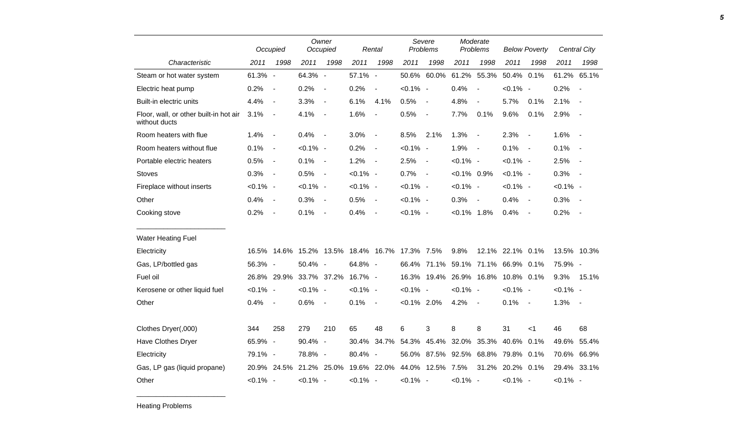| | Occupied | | Owner Occupied | | Rental | | Severe Problems | | Moderate Problems | | Below Poverty | | Central City | |
|---|---|---|---|---|---|---|---|---|---|---|---|---|---|---|
| *Characteristic* | *2011* | *1998* | *2011* | *1998* | *2011* | *1998* | *2011* | *1998* | *2011* | *1998* | *2011* | *1998* | *2011* | *1998* |
| Steam or hot water system | 61.3% | - | 64.3% | - | 57.1% | - | 50.6% | 60.0% | 61.2% | 55.3% | 50.4% | 0.1% | 61.2% | 65.1% |
| Electric heat pump | 0.2% | - | 0.2% | - | 0.2% | - | <0.1% | - | 0.4% | - | <0.1% | - | 0.2% | - |
| Built-in electric units | 4.4% | - | 3.3% | - | 6.1% | 4.1% | 0.5% | - | 4.8% | - | 5.7% | 0.1% | 2.1% | - |
| Floor, wall, or other built-in hot air without ducts | 3.1% | - | 4.1% | - | 1.6% | - | 0.5% | - | 7.7% | 0.1% | 9.6% | 0.1% | 2.9% | - |
| Room heaters with flue | 1.4% | - | 0.4% | - | 3.0% | - | 8.5% | 2.1% | 1.3% | - | 2.3% | - | 1.6% | - |
| Room heaters without flue | 0.1% | - | <0.1% | - | 0.2% | - | <0.1% | - | 1.9% | - | 0.1% | - | 0.1% | - |
| Portable electric heaters | 0.5% | - | 0.1% | - | 1.2% | - | 2.5% | - | <0.1% | - | <0.1% | - | 2.5% | - |
| Stoves | 0.3% | - | 0.5% | - | <0.1% | - | 0.7% | - | <0.1% | 0.9% | <0.1% | - | 0.3% | - |
| Fireplace without inserts | <0.1% | - | <0.1% | - | <0.1% | - | <0.1% | - | <0.1% | - | <0.1% | - | <0.1% | - |
| Other | 0.4% | - | 0.3% | - | 0.5% | - | <0.1% | - | 0.3% | - | 0.4% | - | 0.3% | - |
| Cooking stove | 0.2% | - | 0.1% | - | 0.4% | - | <0.1% | - | <0.1% | 1.8% | 0.4% | - | 0.2% | - |
| Water Heating Fuel | | | | | | | | | | | | | | |
| Electricity | 16.5% | 14.6% | 15.2% | 13.5% | 18.4% | 16.7% | 17.3% | 7.5% | 9.8% | 12.1% | 22.1% | 0.1% | 13.5% | 10.3% |
| Gas, LP/bottled gas | 56.3% | - | 50.4% | - | 64.8% | - | 66.4% | 71.1% | 59.1% | 71.1% | 66.9% | 0.1% | 75.9% | - |
| Fuel oil | 26.8% | 29.9% | 33.7% | 37.2% | 16.7% | - | 16.3% | 19.4% | 26.9% | 16.8% | 10.8% | 0.1% | 9.3% | 15.1% |
| Kerosene or other liquid fuel | <0.1% | - | <0.1% | - | <0.1% | - | <0.1% | - | <0.1% | - | <0.1% | - | <0.1% | - |
| Other | 0.4% | - | 0.6% | - | 0.1% | - | <0.1% | 2.0% | 4.2% | - | 0.1% | - | 1.3% | - |
| Clothes Dryer(,000) | 344 | 258 | 279 | 210 | 65 | 48 | 6 | 3 | 8 | 8 | 31 | <1 | 46 | 68 |
| Have Clothes Dryer | 65.9% | - | 90.4% | - | 30.4% | 34.7% | 54.3% | 45.4% | 32.0% | 35.3% | 40.6% | 0.1% | 49.6% | 55.4% |
| Electricity | 79.1% | - | 78.8% | - | 80.4% | - | 56.0% | 87.5% | 92.5% | 68.8% | 79.8% | 0.1% | 70.6% | 66.9% |
| Gas, LP gas (liquid propane) | 20.9% | 24.5% | 21.2% | 25.0% | 19.6% | 22.0% | 44.0% | 12.5% | 7.5% | 31.2% | 20.2% | 0.1% | 29.4% | 33.1% |
| Other | <0.1% | - | <0.1% | - | <0.1% | - | <0.1% | - | <0.1% | - | <0.1% | - | <0.1% | - |

Heating Problems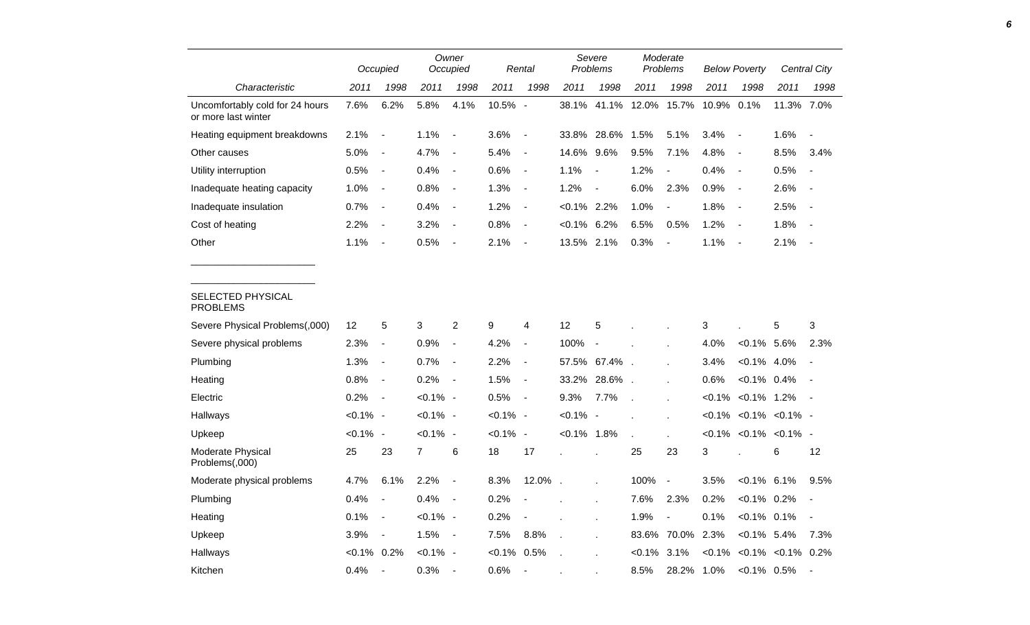| | Occupied | | Owner Occupied | | Rental | | Severe Problems | | Moderate Problems | | Below Poverty | | Central City | |
|---|---|---|---|---|---|---|---|---|---|---|---|---|---|---|
| Characteristic | 2011 | 1998 | 2011 | 1998 | 2011 | 1998 | 2011 | 1998 | 2011 | 1998 | 2011 | 1998 | 2011 | 1998 |
| Uncomfortably cold for 24 hours or more last winter | 7.6% | 6.2% | 5.8% | 4.1% | 10.5% | - | 38.1% | 41.1% | 12.0% | 15.7% | 10.9% | 0.1% | 11.3% | 7.0% |
| Heating equipment breakdowns | 2.1% | - | 1.1% | - | 3.6% | - | 33.8% | 28.6% | 1.5% | 5.1% | 3.4% | - | 1.6% | - |
| Other causes | 5.0% | - | 4.7% | - | 5.4% | - | 14.6% | 9.6% | 9.5% | 7.1% | 4.8% | - | 8.5% | 3.4% |
| Utility interruption | 0.5% | - | 0.4% | - | 0.6% | - | 1.1% | - | 1.2% | - | 0.4% | - | 0.5% | - |
| Inadequate heating capacity | 1.0% | - | 0.8% | - | 1.3% | - | 1.2% | - | 6.0% | 2.3% | 0.9% | - | 2.6% | - |
| Inadequate insulation | 0.7% | - | 0.4% | - | 1.2% | - | <0.1% | 2.2% | 1.0% | - | 1.8% | - | 2.5% | - |
| Cost of heating | 2.2% | - | 3.2% | - | 0.8% | - | <0.1% | 6.2% | 6.5% | 0.5% | 1.2% | - | 1.8% | - |
| Other | 1.1% | - | 0.5% | - | 2.1% | - | 13.5% | 2.1% | 0.3% | - | 1.1% | - | 2.1% | - |
| SELECTED PHYSICAL PROBLEMS | | | | | | | | | | | | | | |
| Severe Physical Problems(,000) | 12 | 5 | 3 | 2 | 9 | 4 | 12 | 5 | . | . | 3 | . | 5 | 3 |
| Severe physical problems | 2.3% | - | 0.9% | - | 4.2% | - | 100% | - | . | . | 4.0% | <0.1% | 5.6% | 2.3% |
| Plumbing | 1.3% | - | 0.7% | - | 2.2% | - | 57.5% | 67.4% | . | . | 3.4% | <0.1% | 4.0% | - |
| Heating | 0.8% | - | 0.2% | - | 1.5% | - | 33.2% | 28.6% | . | . | 0.6% | <0.1% | 0.4% | - |
| Electric | 0.2% | - | <0.1% | - | 0.5% | - | 9.3% | 7.7% | . | . | <0.1% | <0.1% | 1.2% | - |
| Hallways | <0.1% | - | <0.1% | - | <0.1% | - | <0.1% | - | . | . | <0.1% | <0.1% | <0.1% | - |
| Upkeep | <0.1% | - | <0.1% | - | <0.1% | - | <0.1% | 1.8% | . | . | <0.1% | <0.1% | <0.1% | - |
| Moderate Physical Problems(,000) | 25 | 23 | 7 | 6 | 18 | 17 | . | . | 25 | 23 | 3 | . | 6 | 12 |
| Moderate physical problems | 4.7% | 6.1% | 2.2% | - | 8.3% | 12.0% | . | . | 100% | - | 3.5% | <0.1% | 6.1% | 9.5% |
| Plumbing | 0.4% | - | 0.4% | - | 0.2% | - | . | . | 7.6% | 2.3% | 0.2% | <0.1% | 0.2% | - |
| Heating | 0.1% | - | <0.1% | - | 0.2% | - | . | . | 1.9% | - | 0.1% | <0.1% | 0.1% | - |
| Upkeep | 3.9% | - | 1.5% | - | 7.5% | 8.8% | . | . | 83.6% | 70.0% | 2.3% | <0.1% | 5.4% | 7.3% |
| Hallways | <0.1% | 0.2% | <0.1% | - | <0.1% | 0.5% | . | . | <0.1% | 3.1% | <0.1% | <0.1% | <0.1% | 0.2% |
| Kitchen | 0.4% | - | 0.3% | - | 0.6% | - | . | . | 8.5% | 28.2% | 1.0% | <0.1% | 0.5% | - |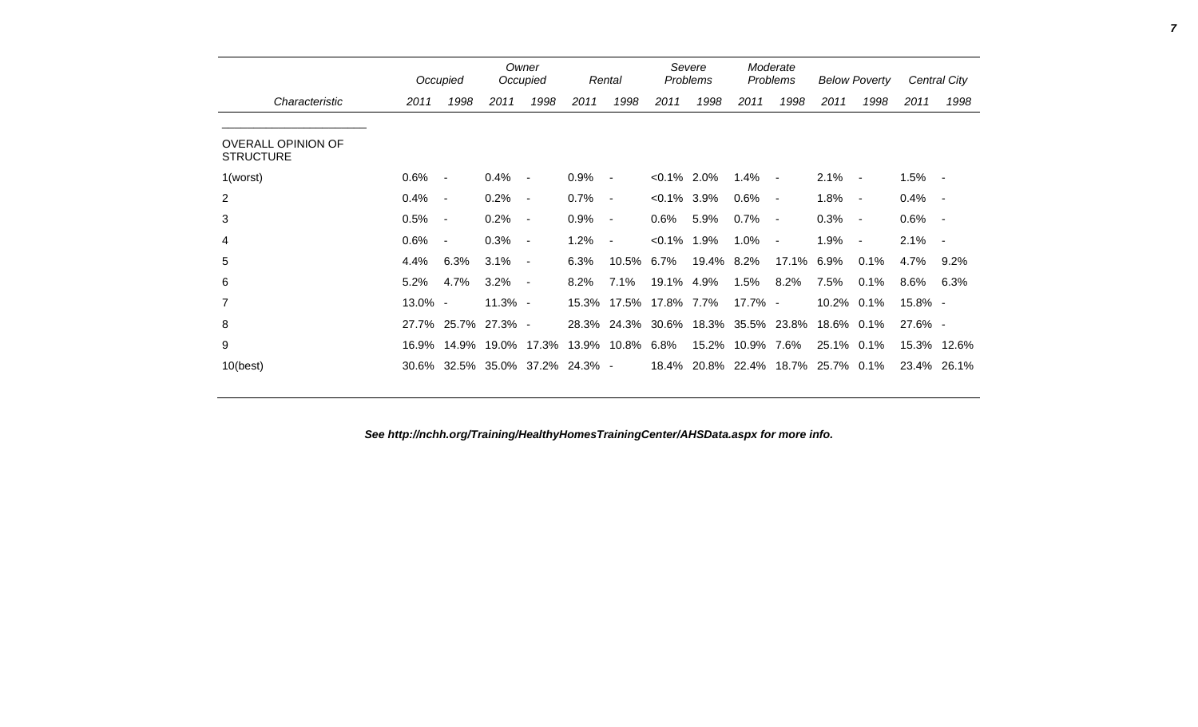| Characteristic | Occupied 2011 | Occupied 1998 | Owner Occupied 2011 | Owner Occupied 1998 | Rental 2011 | Rental 1998 | Severe Problems 2011 | Severe Problems 1998 | Moderate Problems 2011 | Moderate Problems 1998 | Below Poverty 2011 | Below Poverty 1998 | Central City 2011 | Central City 1998 |
|---|---|---|---|---|---|---|---|---|---|---|---|---|---|---|
| OVERALL OPINION OF STRUCTURE | | | | | | | | | | | | | | |
| 1(worst) | 0.6% | - | 0.4% | - | 0.9% | - | <0.1% | 2.0% | 1.4% | - | 2.1% | - | 1.5% | - |
| 2 | 0.4% | - | 0.2% | - | 0.7% | - | <0.1% | 3.9% | 0.6% | - | 1.8% | - | 0.4% | - |
| 3 | 0.5% | - | 0.2% | - | 0.9% | - | 0.6% | 5.9% | 0.7% | - | 0.3% | - | 0.6% | - |
| 4 | 0.6% | - | 0.3% | - | 1.2% | - | <0.1% | 1.9% | 1.0% | - | 1.9% | - | 2.1% | - |
| 5 | 4.4% | 6.3% | 3.1% | - | 6.3% | 10.5% | 6.7% | 19.4% | 8.2% | 17.1% | 6.9% | 0.1% | 4.7% | 9.2% |
| 6 | 5.2% | 4.7% | 3.2% | - | 8.2% | 7.1% | 19.1% | 4.9% | 1.5% | 8.2% | 7.5% | 0.1% | 8.6% | 6.3% |
| 7 | 13.0% | - | 11.3% | - | 15.3% | 17.5% | 17.8% | 7.7% | 17.7% | - | 10.2% | 0.1% | 15.8% | - |
| 8 | 27.7% | 25.7% | 27.3% | - | 28.3% | 24.3% | 30.6% | 18.3% | 35.5% | 23.8% | 18.6% | 0.1% | 27.6% | - |
| 9 | 16.9% | 14.9% | 19.0% | 17.3% | 13.9% | 10.8% | 6.8% | 15.2% | 10.9% | 7.6% | 25.1% | 0.1% | 15.3% | 12.6% |
| 10(best) | 30.6% | 32.5% | 35.0% | 37.2% | 24.3% | - | 18.4% | 20.8% | 22.4% | 18.7% | 25.7% | 0.1% | 23.4% | 26.1% |

***See http://nchh.org/Training/HealthyHomesTrainingCenter/AHSData.aspx for more info.***